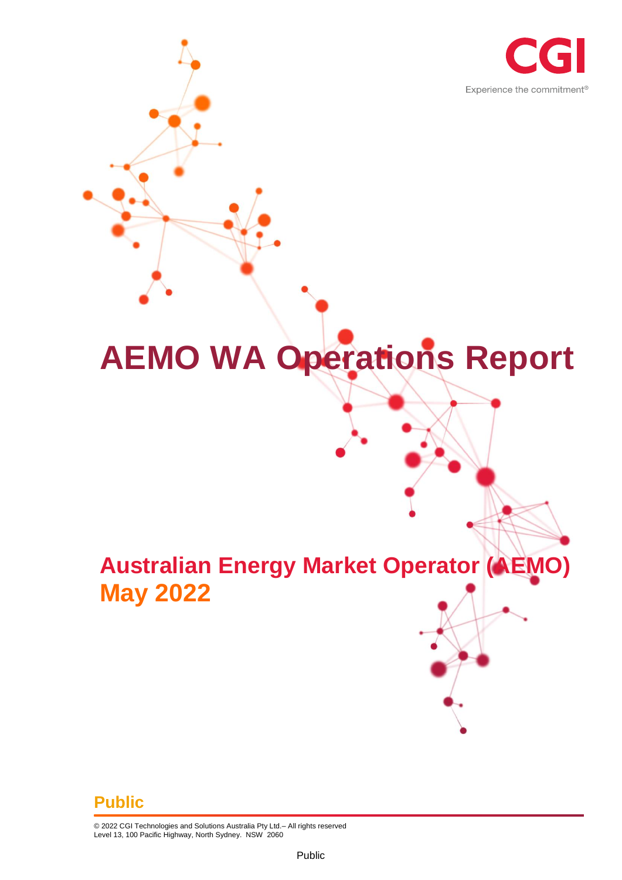CGI

Experience the commitment®

# AEMO WA Operations Report

## Australian Energy Market Operator (AEMO)
## May 2022

**Public**

© 2022 CGI Technologies and Solutions Australia Pty Ltd.– All rights reserved
Level 13, 100 Pacific Highway, North Sydney. NSW 2060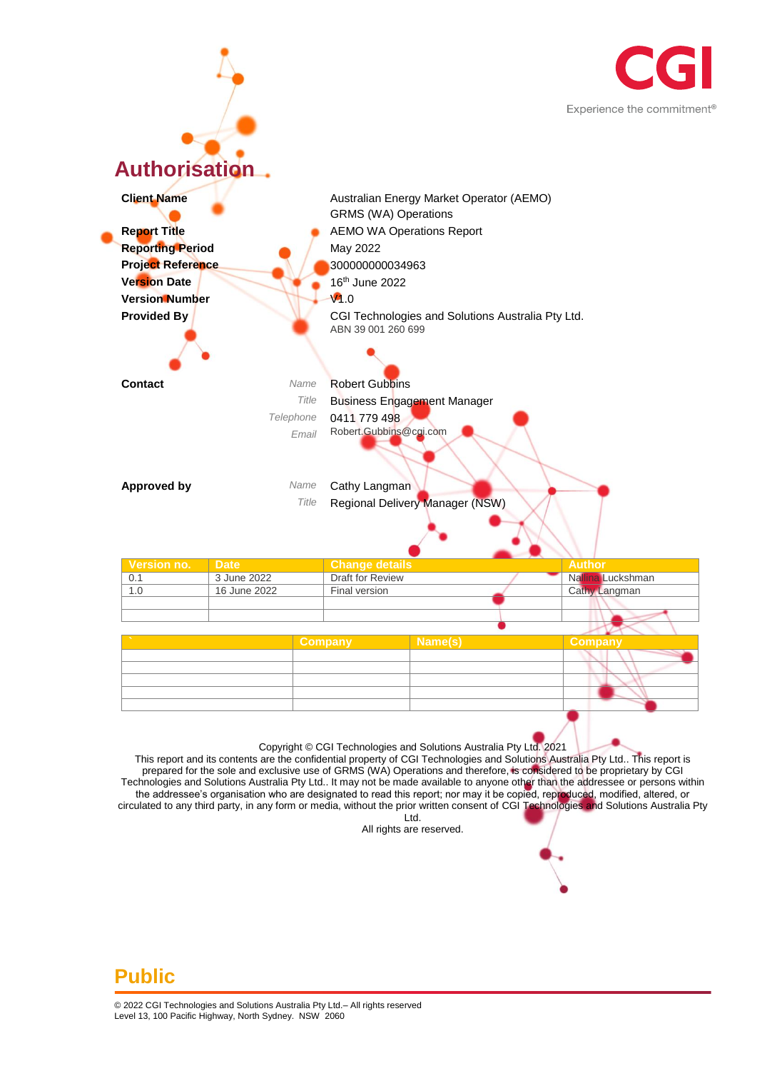CGI
Experience the commitment®

# Authorisation

| | |
|---|---|
| **Client Name** | Australian Energy Market Operator (AEMO)<br>GRMS (WA) Operations |
| **Report Title** | AEMO WA Operations Report |
| **Reporting Period** | May 2022 |
| **Project Reference** | 300000000034963 |
| **Version Date** | 16th June 2022 |
| **Version Number** | V1.0 |
| **Provided By** | CGI Technologies and Solutions Australia Pty Ltd.<br>ABN 39 001 260 699 |

| | | |
|---|---|---|
| **Contact** | *Name* | Robert Gubbins |
| | *Title* | Business Engagement Manager |
| | *Telephone* | 0411 779 498 |
| | *Email* | Robert.Gubbins@cgi.com |

| | | |
|---|---|---|
| **Approved by** | *Name* | Cathy Langman |
| | *Title* | Regional Delivery Manager (NSW) |

| Version no. | Date | Change details | Author |
|---|---|---|---|
| 0.1 | 3 June 2022 | Draft for Review | Nallina Luckshman |
| 1.0 | 16 June 2022 | Final version | Cathy Langman |
| | | | |
| | | | |

| ` | Company | Name(s) | Company |
|---|---|---|---|
| | | | |
| | | | |
| | | | |
| | | | |
| | | | |

Copyright © CGI Technologies and Solutions Australia Pty Ltd. 2021
This report and its contents are the confidential property of CGI Technologies and Solutions Australia Pty Ltd.. This report is prepared for the sole and exclusive use of GRMS (WA) Operations and therefore, is considered to be proprietary by CGI Technologies and Solutions Australia Pty Ltd.. It may not be made available to anyone other than the addressee or persons within the addressee's organisation who are designated to read this report; nor may it be copied, reproduced, modified, altered, or circulated to any third party, in any form or media, without the prior written consent of CGI Technologies and Solutions Australia Pty Ltd.
All rights are reserved.

**Public**

© 2022 CGI Technologies and Solutions Australia Pty Ltd.– All rights reserved
Level 13, 100 Pacific Highway, North Sydney. NSW 2060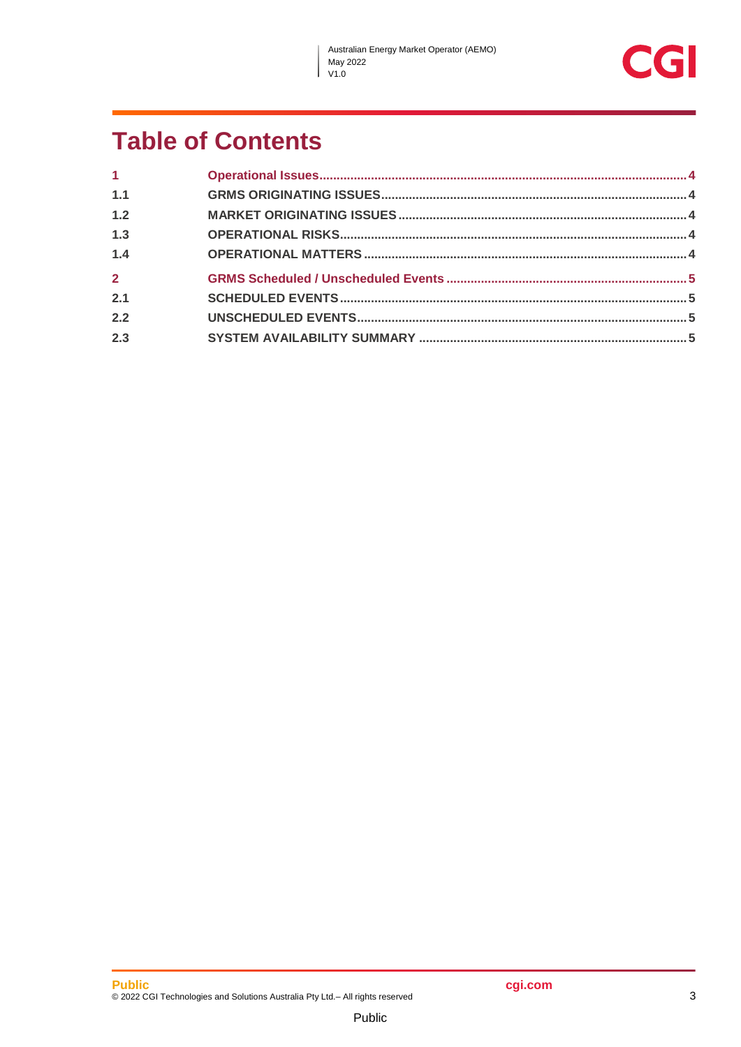# Table of Contents

| | | |
|---|---|---|
| 1 | Operational Issues | 4 |
| 1.1 | GRMS ORIGINATING ISSUES | 4 |
| 1.2 | MARKET ORIGINATING ISSUES | 4 |
| 1.3 | OPERATIONAL RISKS | 4 |
| 1.4 | OPERATIONAL MATTERS | 4 |
| 2 | GRMS Scheduled / Unscheduled Events | 5 |
| 2.1 | SCHEDULED EVENTS | 5 |
| 2.2 | UNSCHEDULED EVENTS | 5 |
| 2.3 | SYSTEM AVAILABILITY SUMMARY | 5 |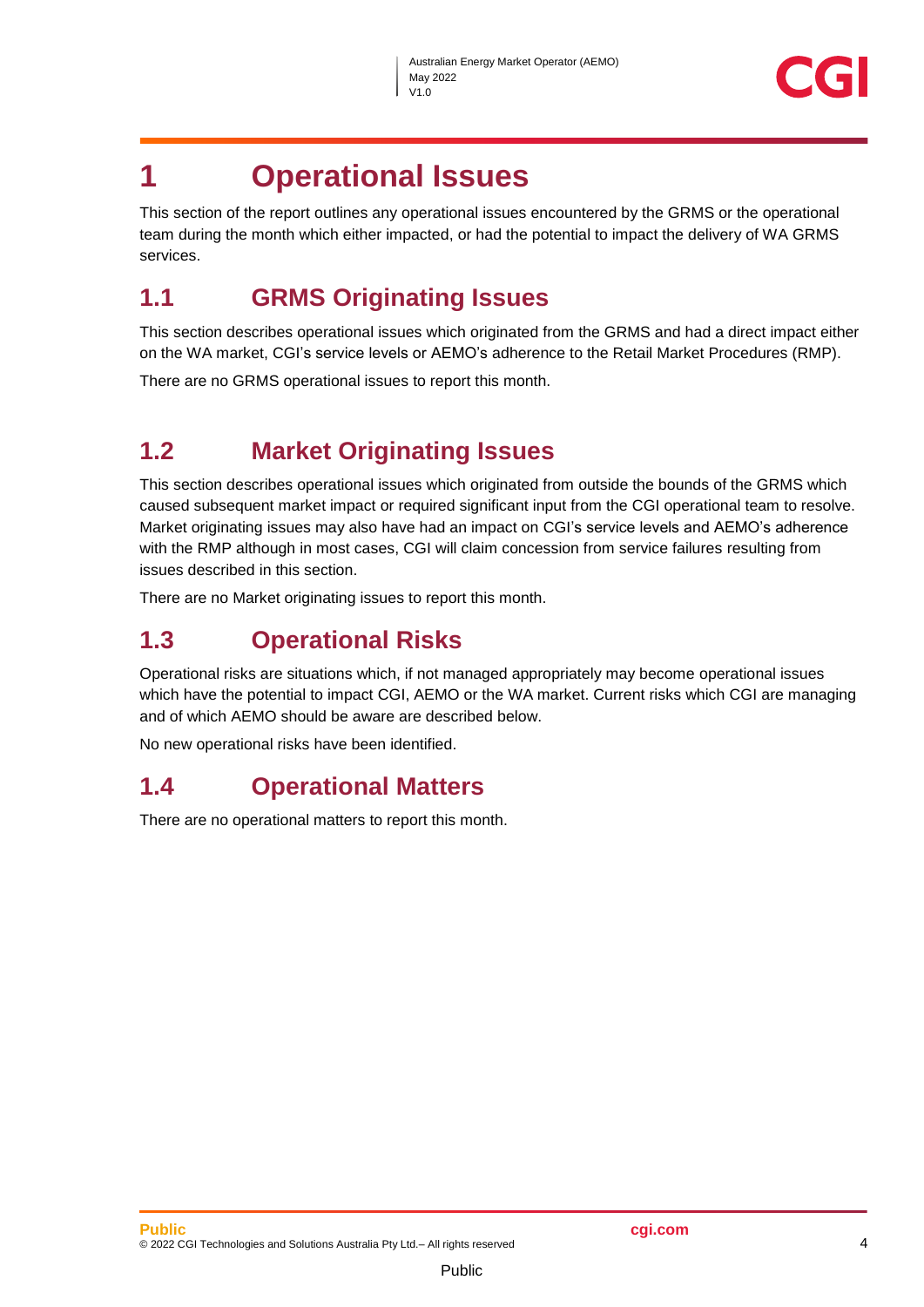# 1 Operational Issues

This section of the report outlines any operational issues encountered by the GRMS or the operational team during the month which either impacted, or had the potential to impact the delivery of WA GRMS services.

## 1.1 GRMS Originating Issues

This section describes operational issues which originated from the GRMS and had a direct impact either on the WA market, CGI's service levels or AEMO's adherence to the Retail Market Procedures (RMP).

There are no GRMS operational issues to report this month.

## 1.2 Market Originating Issues

This section describes operational issues which originated from outside the bounds of the GRMS which caused subsequent market impact or required significant input from the CGI operational team to resolve. Market originating issues may also have had an impact on CGI's service levels and AEMO's adherence with the RMP although in most cases, CGI will claim concession from service failures resulting from issues described in this section.

There are no Market originating issues to report this month.

## 1.3 Operational Risks

Operational risks are situations which, if not managed appropriately may become operational issues which have the potential to impact CGI, AEMO or the WA market. Current risks which CGI are managing and of which AEMO should be aware are described below.

No new operational risks have been identified.

## 1.4 Operational Matters

There are no operational matters to report this month.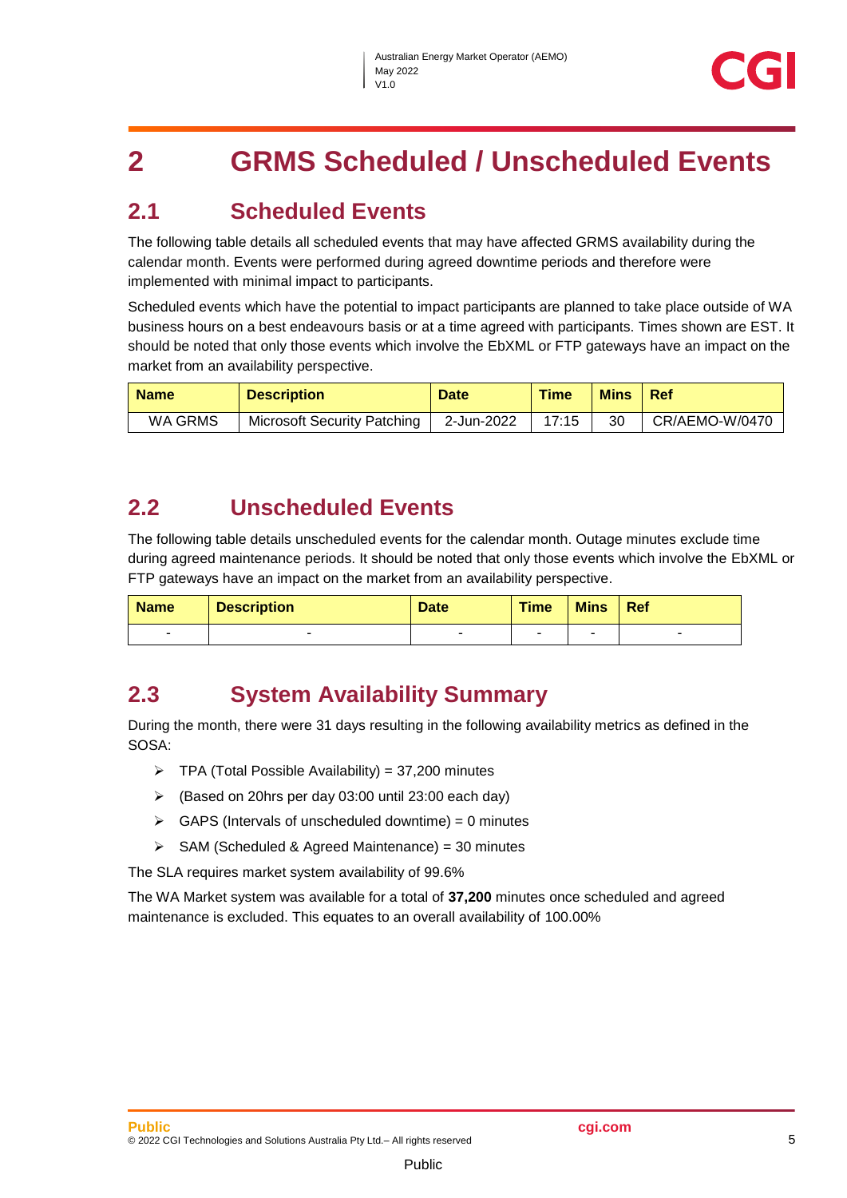# 2 GRMS Scheduled / Unscheduled Events

## 2.1 Scheduled Events

The following table details all scheduled events that may have affected GRMS availability during the calendar month. Events were performed during agreed downtime periods and therefore were implemented with minimal impact to participants.

Scheduled events which have the potential to impact participants are planned to take place outside of WA business hours on a best endeavours basis or at a time agreed with participants. Times shown are EST. It should be noted that only those events which involve the EbXML or FTP gateways have an impact on the market from an availability perspective.

| Name | Description | Date | Time | Mins | Ref |
|---|---|---|---|---|---|
| WA GRMS | Microsoft Security Patching | 2-Jun-2022 | 17:15 | 30 | CR/AEMO-W/0470 |

## 2.2 Unscheduled Events

The following table details unscheduled events for the calendar month. Outage minutes exclude time during agreed maintenance periods. It should be noted that only those events which involve the EbXML or FTP gateways have an impact on the market from an availability perspective.

| Name | Description | Date | Time | Mins | Ref |
|---|---|---|---|---|---|
| - | - | - | - | - | - |

## 2.3 System Availability Summary

During the month, there were 31 days resulting in the following availability metrics as defined in the SOSA:

- TPA (Total Possible Availability) = 37,200 minutes
- (Based on 20hrs per day 03:00 until 23:00 each day)
- GAPS (Intervals of unscheduled downtime) = 0 minutes
- SAM (Scheduled & Agreed Maintenance) = 30 minutes

The SLA requires market system availability of 99.6%

The WA Market system was available for a total of **37,200** minutes once scheduled and agreed maintenance is excluded. This equates to an overall availability of 100.00%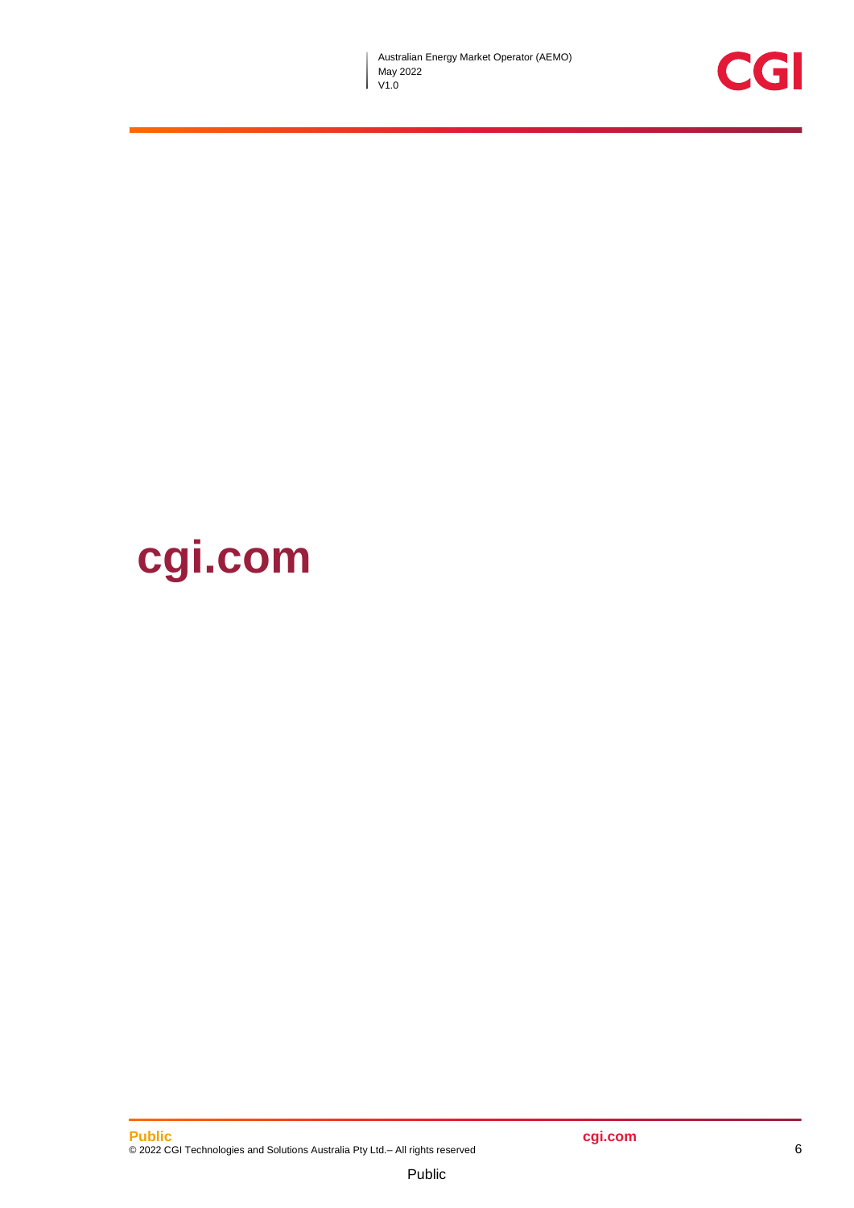cgi.com